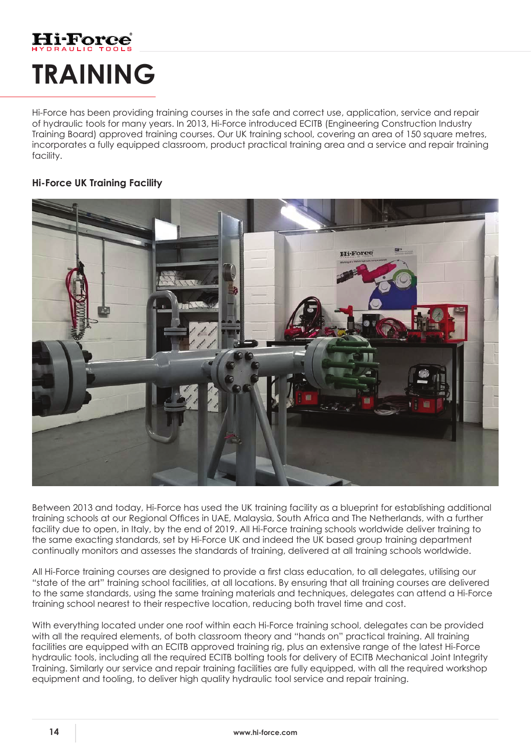# TRAINING

Hi-Force has been providing training courses in the safe and correct use, application, service and repair of hydraulic tools for many years. In 2013, Hi-Force introduced ECITB (Engineering Construction Industry Training Board) approved training courses. Our UK training school, covering an area of 150 square metres, incorporates a fully equipped classroom, product practical training area and a service and repair training facility.

### Hi-Force UK Training Facility

Between 2013 and today, Hi-Force has used the UK training facility as a blueprint for establishing additional training schools at our Regional Offices in UAE, Malaysia, South Africa and The Netherlands, with a further facility due to open, in Italy, by the end of 2019. All Hi-Force training schools worldwide deliver training to the same exacting standards, set by Hi-Force UK and indeed the UK based group training department continually monitors and assesses the standards of training, delivered at all training schools worldwide.

All Hi-Force training courses are designed to provide a first class education, to all delegates, utilising our "state of the art" training school facilities, at all locations. By ensuring that all training courses are delivered to the same standards, using the same training materials and techniques, delegates can attend a Hi-Force training school nearest to their respective location, reducing both travel time and cost.

With everything located under one roof within each Hi-Force training school, delegates can be provided with all the required elements, of both classroom theory and "hands on" practical training. All training facilities are equipped with an ECITB approved training rig, plus an extensive range of the latest Hi-Force hydraulic tools, including all the required ECITB bolting tools for delivery of ECITB Mechanical Joint Integrity Training. Similarly our service and repair training facilities are fully equipped, with all the required workshop equipment and tooling, to deliver high quality hydraulic tool service and repair training.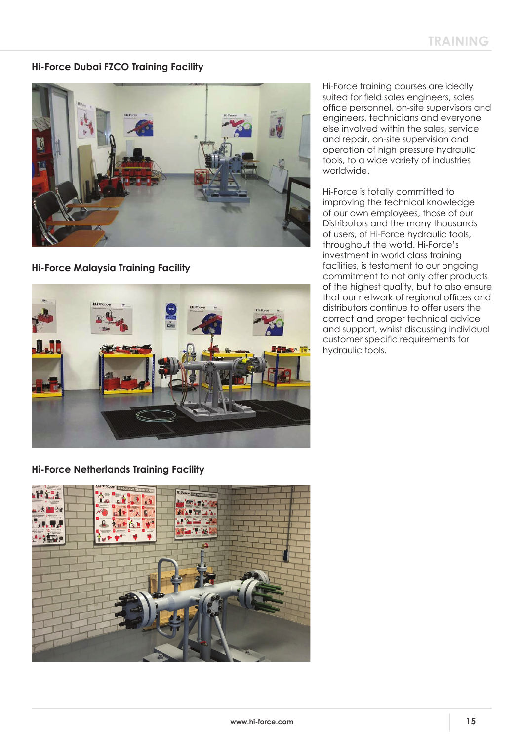### Hi-Force Dubai FZCO Training Facility

### Hi-Force Malaysia Training Facility

### Hi-Force Netherlands Training Facility

Hi-Force training courses are ideally suited for field sales engineers, sales office personnel, on-site supervisors and engineers, technicians and everyone else involved within the sales, service and repair, on-site supervision and operation of high pressure hydraulic tools, to a wide variety of industries worldwide.

Hi-Force is totally committed to improving the technical knowledge of our own employees, those of our Distributors and the many thousands of users, of Hi-Force hydraulic tools, throughout the world. Hi-Force's investment in world class training facilities, is testament to our ongoing commitment to not only offer products of the highest quality, but to also ensure that our network of regional offices and distributors continue to offer users the correct and proper technical advice and support, whilst discussing individual customer specific requirements for hydraulic tools.